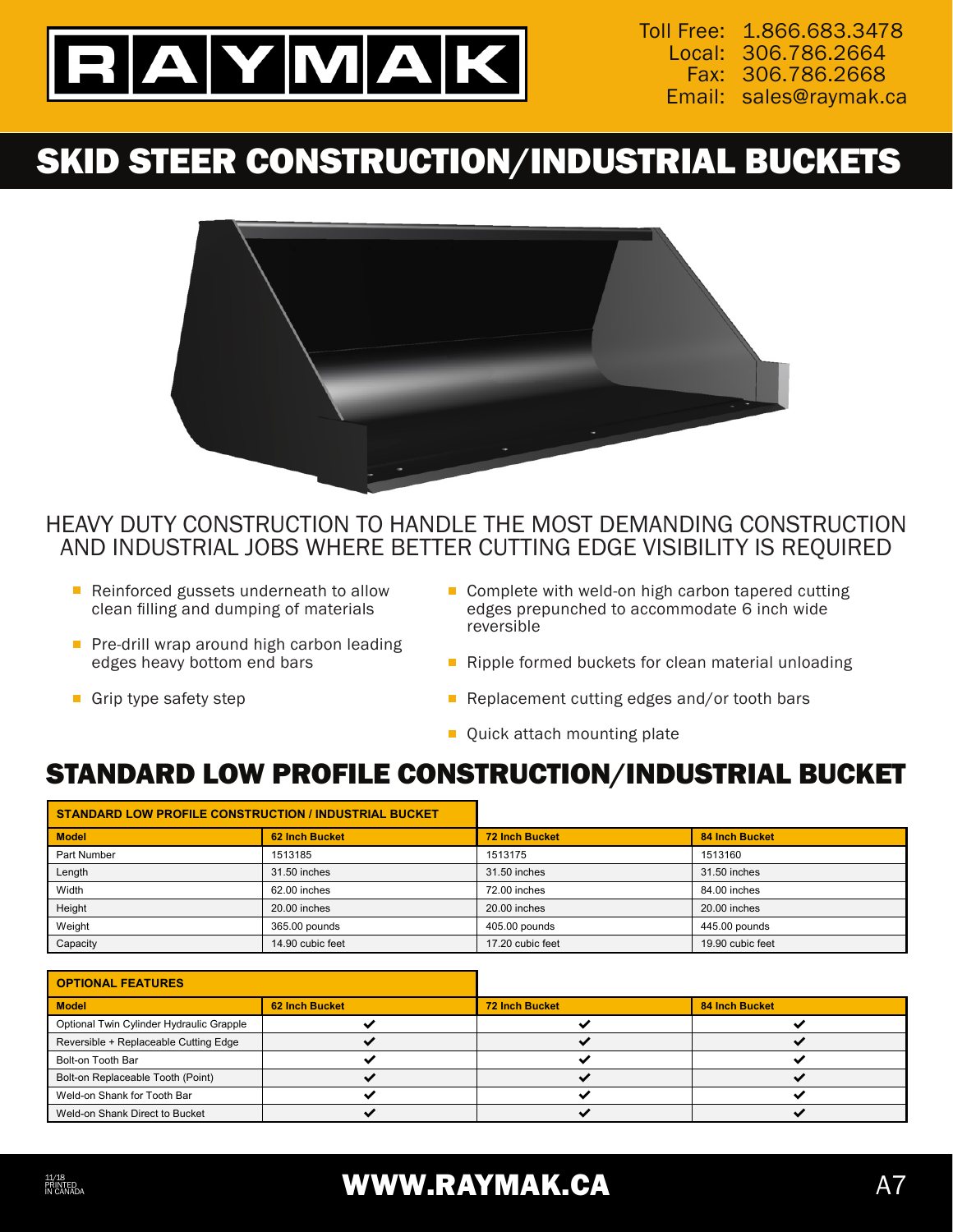# RAYMAK

Toll Free: 1.866.683.3478
Local: 306.786.2664
Fax: 306.786.2668
Email: sales@raymak.ca

# SKID STEER CONSTRUCTION/INDUSTRIAL BUCKETS

HEAVY DUTY CONSTRUCTION TO HANDLE THE MOST DEMANDING CONSTRUCTION AND INDUSTRIAL JOBS WHERE BETTER CUTTING EDGE VISIBILITY IS REQUIRED

- Reinforced gussets underneath to allow clean filling and dumping of materials
- Pre-drill wrap around high carbon leading edges heavy bottom end bars
- Grip type safety step
- Complete with weld-on high carbon tapered cutting edges prepunched to accommodate 6 inch wide reversible
- Ripple formed buckets for clean material unloading
- Replacement cutting edges and/or tooth bars
- Quick attach mounting plate

## STANDARD LOW PROFILE CONSTRUCTION/INDUSTRIAL BUCKET

| STANDARD LOW PROFILE CONSTRUCTION / INDUSTRIAL BUCKET | | | |
|---|---|---|---|
| **Model** | **62 Inch Bucket** | **72 Inch Bucket** | **84 Inch Bucket** |
| Part Number | 1513185 | 1513175 | 1513160 |
| Length | 31.50 inches | 31.50 inches | 31.50 inches |
| Width | 62.00 inches | 72.00 inches | 84.00 inches |
| Height | 20.00 inches | 20.00 inches | 20.00 inches |
| Weight | 365.00 pounds | 405.00 pounds | 445.00 pounds |
| Capacity | 14.90 cubic feet | 17.20 cubic feet | 19.90 cubic feet |

| OPTIONAL FEATURES | | | |
|---|---|---|---|
| **Model** | **62 Inch Bucket** | **72 Inch Bucket** | **84 Inch Bucket** |
| Optional Twin Cylinder Hydraulic Grapple | ✔ | ✔ | ✔ |
| Reversible + Replaceable Cutting Edge | ✔ | ✔ | ✔ |
| Bolt-on Tooth Bar | ✔ | ✔ | ✔ |
| Bolt-on Replaceable Tooth (Point) | ✔ | ✔ | ✔ |
| Weld-on Shank for Tooth Bar | ✔ | ✔ | ✔ |
| Weld-on Shank Direct to Bucket | ✔ | ✔ | ✔ |

11/18 PRINTED IN CANADA

WWW.RAYMAK.CA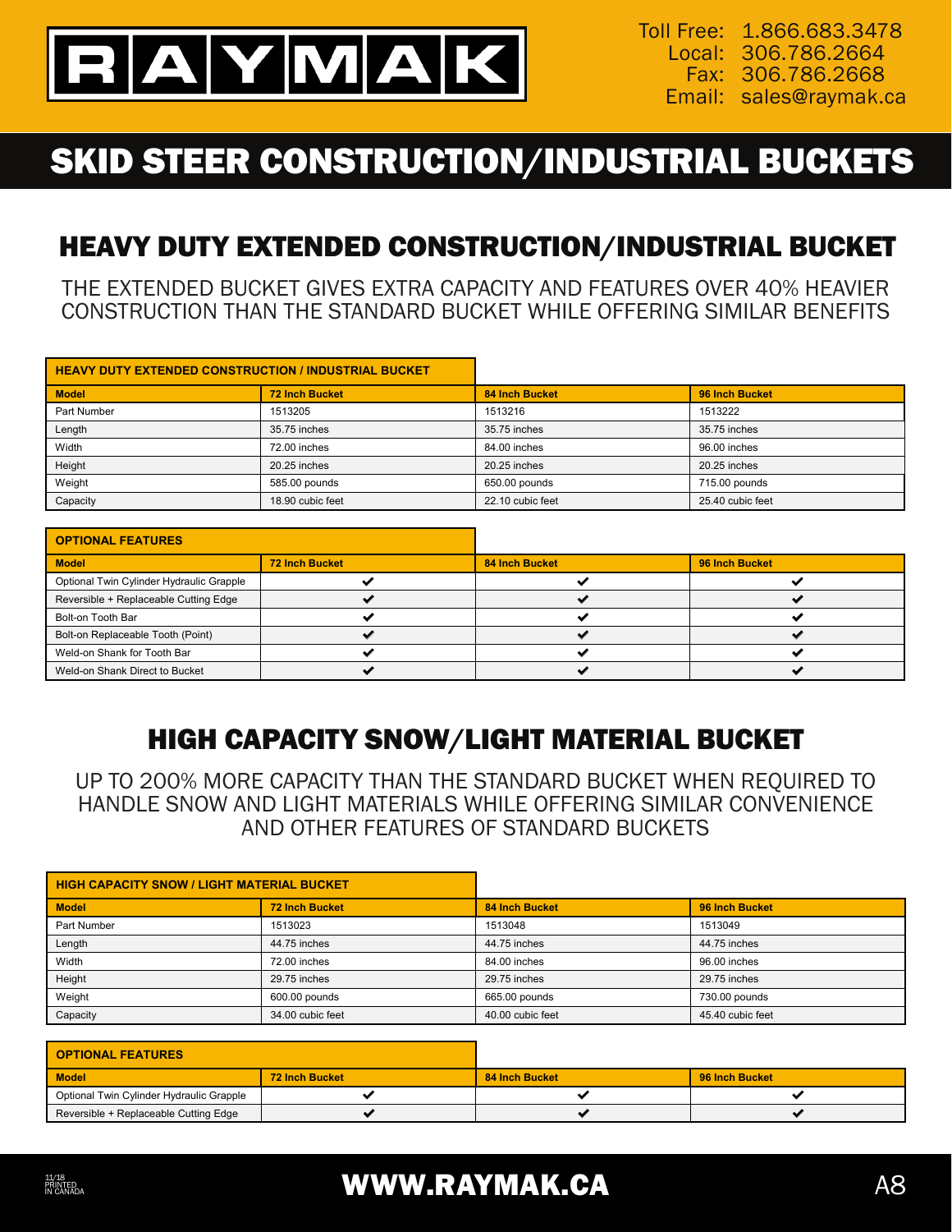RAYMAK

Toll Free: 1.866.683.3478
Local: 306.786.2664
Fax: 306.786.2668
Email: sales@raymak.ca

# SKID STEER CONSTRUCTION/INDUSTRIAL BUCKETS

## HEAVY DUTY EXTENDED CONSTRUCTION/INDUSTRIAL BUCKET

THE EXTENDED BUCKET GIVES EXTRA CAPACITY AND FEATURES OVER 40% HEAVIER CONSTRUCTION THAN THE STANDARD BUCKET WHILE OFFERING SIMILAR BENEFITS

| HEAVY DUTY EXTENDED CONSTRUCTION / INDUSTRIAL BUCKET | | | |
|---|---|---|---|
| **Model** | **72 Inch Bucket** | **84 Inch Bucket** | **96 Inch Bucket** |
| Part Number | 1513205 | 1513216 | 1513222 |
| Length | 35.75 inches | 35.75 inches | 35.75 inches |
| Width | 72.00 inches | 84.00 inches | 96.00 inches |
| Height | 20.25 inches | 20.25 inches | 20.25 inches |
| Weight | 585.00 pounds | 650.00 pounds | 715.00 pounds |
| Capacity | 18.90 cubic feet | 22.10 cubic feet | 25.40 cubic feet |

| OPTIONAL FEATURES | | | |
|---|---|---|---|
| **Model** | **72 Inch Bucket** | **84 Inch Bucket** | **96 Inch Bucket** |
| Optional Twin Cylinder Hydraulic Grapple | ✔ | ✔ | ✔ |
| Reversible + Replaceable Cutting Edge | ✔ | ✔ | ✔ |
| Bolt-on Tooth Bar | ✔ | ✔ | ✔ |
| Bolt-on Replaceable Tooth (Point) | ✔ | ✔ | ✔ |
| Weld-on Shank for Tooth Bar | ✔ | ✔ | ✔ |
| Weld-on Shank Direct to Bucket | ✔ | ✔ | ✔ |

## HIGH CAPACITY SNOW/LIGHT MATERIAL BUCKET

UP TO 200% MORE CAPACITY THAN THE STANDARD BUCKET WHEN REQUIRED TO HANDLE SNOW AND LIGHT MATERIALS WHILE OFFERING SIMILAR CONVENIENCE AND OTHER FEATURES OF STANDARD BUCKETS

| HIGH CAPACITY SNOW / LIGHT MATERIAL BUCKET | | | |
|---|---|---|---|
| **Model** | **72 Inch Bucket** | **84 Inch Bucket** | **96 Inch Bucket** |
| Part Number | 1513023 | 1513048 | 1513049 |
| Length | 44.75 inches | 44.75 inches | 44.75 inches |
| Width | 72.00 inches | 84.00 inches | 96.00 inches |
| Height | 29.75 inches | 29.75 inches | 29.75 inches |
| Weight | 600.00 pounds | 665.00 pounds | 730.00 pounds |
| Capacity | 34.00 cubic feet | 40.00 cubic feet | 45.40 cubic feet |

| OPTIONAL FEATURES | | | |
|---|---|---|---|
| **Model** | **72 Inch Bucket** | **84 Inch Bucket** | **96 Inch Bucket** |
| Optional Twin Cylinder Hydraulic Grapple | ✔ | ✔ | ✔ |
| Reversible + Replaceable Cutting Edge | ✔ | ✔ | ✔ |

11/18 PRINTED IN CANADA

WWW.RAYMAK.CA